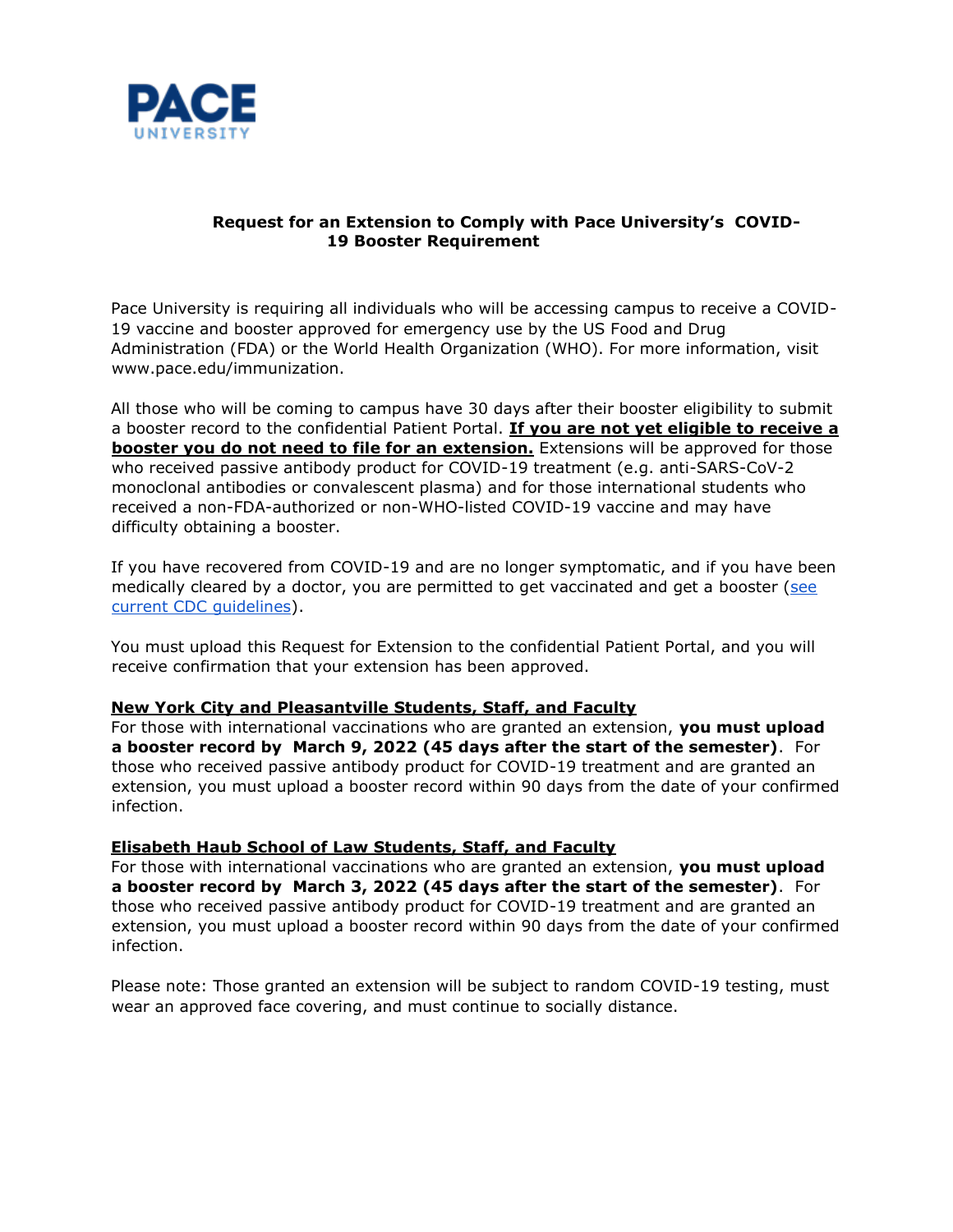# Request for an Extension to Comply with Pace University's COVID-19 Booster Requirement

Pace University is requiring all individuals who will be accessing campus to receive a COVID-19 vaccine and booster approved for emergency use by the US Food and Drug Administration (FDA) or the World Health Organization (WHO). For more information, visit www.pace.edu/immunization.

All those who will be coming to campus have 30 days after their booster eligibility to submit a booster record to the confidential Patient Portal. **If you are not yet eligible to receive a booster you do not need to file for an extension.** Extensions will be approved for those who received passive antibody product for COVID-19 treatment (e.g. anti-SARS-CoV-2 monoclonal antibodies or convalescent plasma) and for those international students who received a non-FDA-authorized or non-WHO-listed COVID-19 vaccine and may have difficulty obtaining a booster.

If you have recovered from COVID-19 and are no longer symptomatic, and if you have been medically cleared by a doctor, you are permitted to get vaccinated and get a booster (see current CDC guidelines).

You must upload this Request for Extension to the confidential Patient Portal, and you will receive confirmation that your extension has been approved.

## New York City and Pleasantville Students, Staff, and Faculty

For those with international vaccinations who are granted an extension, **you must upload a booster record by March 9, 2022 (45 days after the start of the semester)**. For those who received passive antibody product for COVID-19 treatment and are granted an extension, you must upload a booster record within 90 days from the date of your confirmed infection.

## Elisabeth Haub School of Law Students, Staff, and Faculty

For those with international vaccinations who are granted an extension, **you must upload a booster record by March 3, 2022 (45 days after the start of the semester)**. For those who received passive antibody product for COVID-19 treatment and are granted an extension, you must upload a booster record within 90 days from the date of your confirmed infection.

Please note: Those granted an extension will be subject to random COVID-19 testing, must wear an approved face covering, and must continue to socially distance.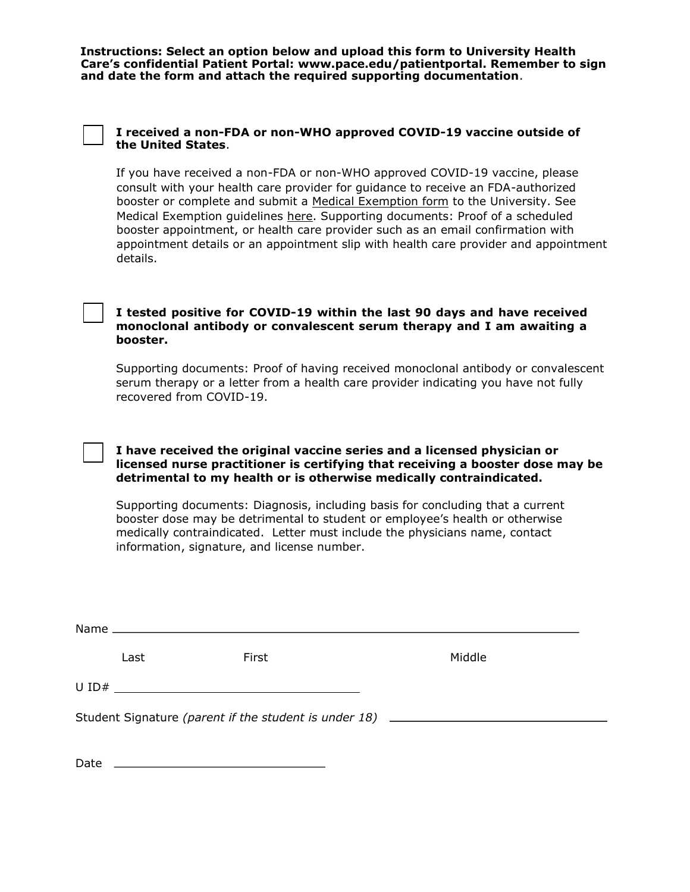**Instructions: Select an option below and upload this form to University Health Care's confidential Patient Portal: www.pace.edu/patientportal. Remember to sign and date the form and attach the required supporting documentation**.

☐ **I received a non-FDA or non-WHO approved COVID-19 vaccine outside of the United States**.

If you have received a non-FDA or non-WHO approved COVID-19 vaccine, please consult with your health care provider for guidance to receive an FDA-authorized booster or complete and submit a Medical Exemption form to the University. See Medical Exemption guidelines here. Supporting documents: Proof of a scheduled booster appointment, or health care provider such as an email confirmation with appointment details or an appointment slip with health care provider and appointment details.

☐ **I tested positive for COVID-19 within the last 90 days and have received monoclonal antibody or convalescent serum therapy and I am awaiting a booster.**

Supporting documents: Proof of having received monoclonal antibody or convalescent serum therapy or a letter from a health care provider indicating you have not fully recovered from COVID-19.

☐ **I have received the original vaccine series and a licensed physician or licensed nurse practitioner is certifying that receiving a booster dose may be detrimental to my health or is otherwise medically contraindicated.**

Supporting documents: Diagnosis, including basis for concluding that a current booster dose may be detrimental to student or employee's health or otherwise medically contraindicated. Letter must include the physicians name, contact information, signature, and license number.

Name ______________________________________________

Last First Middle

U ID# ______________________

Student Signature *(parent if the student is under 18)* ______________________

Date ______________________